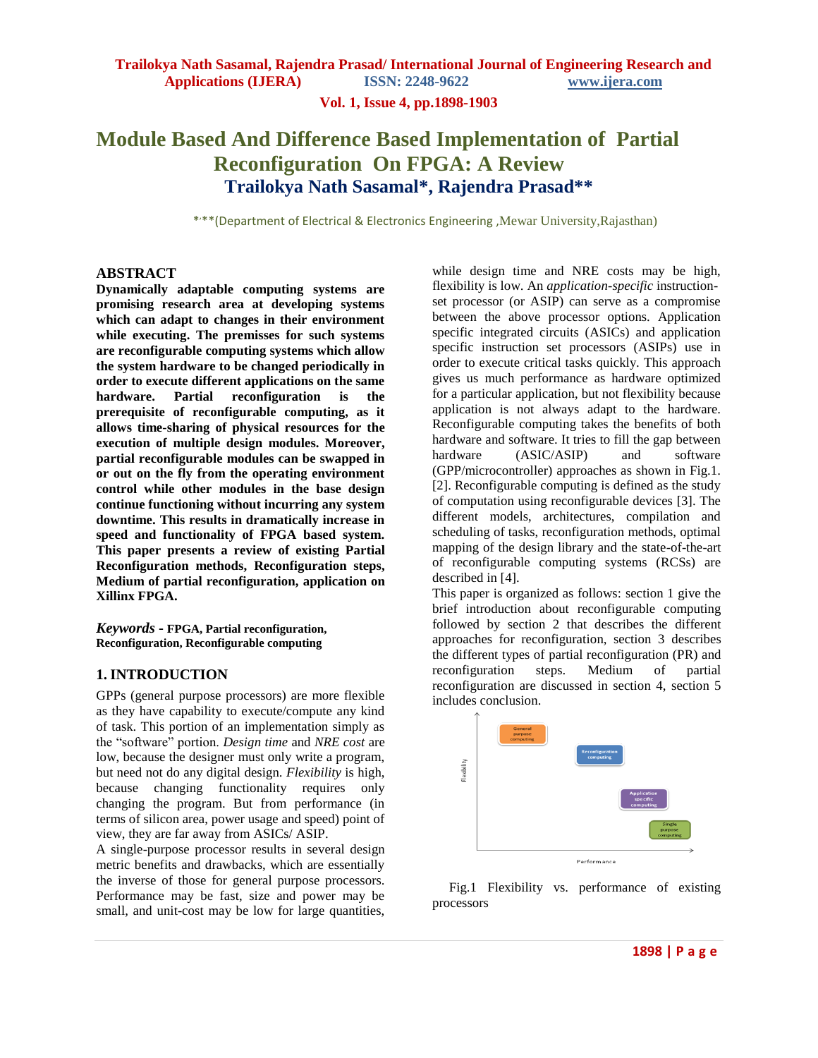# Module Based And Difference Based Implementation of Partial Reconfiguration On FPGA: A Review

## Trailokya Nath Sasamal*, Rajendra Prasad**

*,**(Department of Electrical & Electronics Engineering ,Mewar University,Rajasthan)

## ABSTRACT

**Dynamically adaptable computing systems are promising research area at developing systems which can adapt to changes in their environment while executing. The premisses for such systems are reconfigurable computing systems which allow the system hardware to be changed periodically in order to execute different applications on the same hardware. Partial reconfiguration is the prerequisite of reconfigurable computing, as it allows time-sharing of physical resources for the execution of multiple design modules. Moreover, partial reconfigurable modules can be swapped in or out on the fly from the operating environment control while other modules in the base design continue functioning without incurring any system downtime. This results in dramatically increase in speed and functionality of FPGA based system. This paper presents a review of existing Partial Reconfiguration methods, Reconfiguration steps, Medium of partial reconfiguration, application on Xillinx FPGA.**

***Keywords*** **- FPGA, Partial reconfiguration, Reconfiguration, Reconfigurable computing**

## 1. INTRODUCTION

GPPs (general purpose processors) are more flexible as they have capability to execute/compute any kind of task. This portion of an implementation simply as the "software" portion. *Design time* and *NRE cost* are low, because the designer must only write a program, but need not do any digital design. *Flexibility* is high, because changing functionality requires only changing the program. But from performance (in terms of silicon area, power usage and speed) point of view, they are far away from ASICs/ ASIP.

A single-purpose processor results in several design metric benefits and drawbacks, which are essentially the inverse of those for general purpose processors. Performance may be fast, size and power may be small, and unit-cost may be low for large quantities, while design time and NRE costs may be high, flexibility is low. An *application-specific* instruction-set processor (or ASIP) can serve as a compromise between the above processor options. Application specific integrated circuits (ASICs) and application specific instruction set processors (ASIPs) use in order to execute critical tasks quickly. This approach gives us much performance as hardware optimized for a particular application, but not flexibility because application is not always adapt to the hardware. Reconfigurable computing takes the benefits of both hardware and software. It tries to fill the gap between hardware (ASIC/ASIP) and software (GPP/microcontroller) approaches as shown in Fig.1. [2]. Reconfigurable computing is defined as the study of computation using reconfigurable devices [3]. The different models, architectures, compilation and scheduling of tasks, reconfiguration methods, optimal mapping of the design library and the state-of-the-art of reconfigurable computing systems (RCSs) are described in [4].

This paper is organized as follows: section 1 give the brief introduction about reconfigurable computing followed by section 2 that describes the different approaches for reconfiguration, section 3 describes the different types of partial reconfiguration (PR) and reconfiguration steps. Medium of partial reconfiguration are discussed in section 4, section 5 includes conclusion.

Fig.1 Flexibility vs. performance of existing processors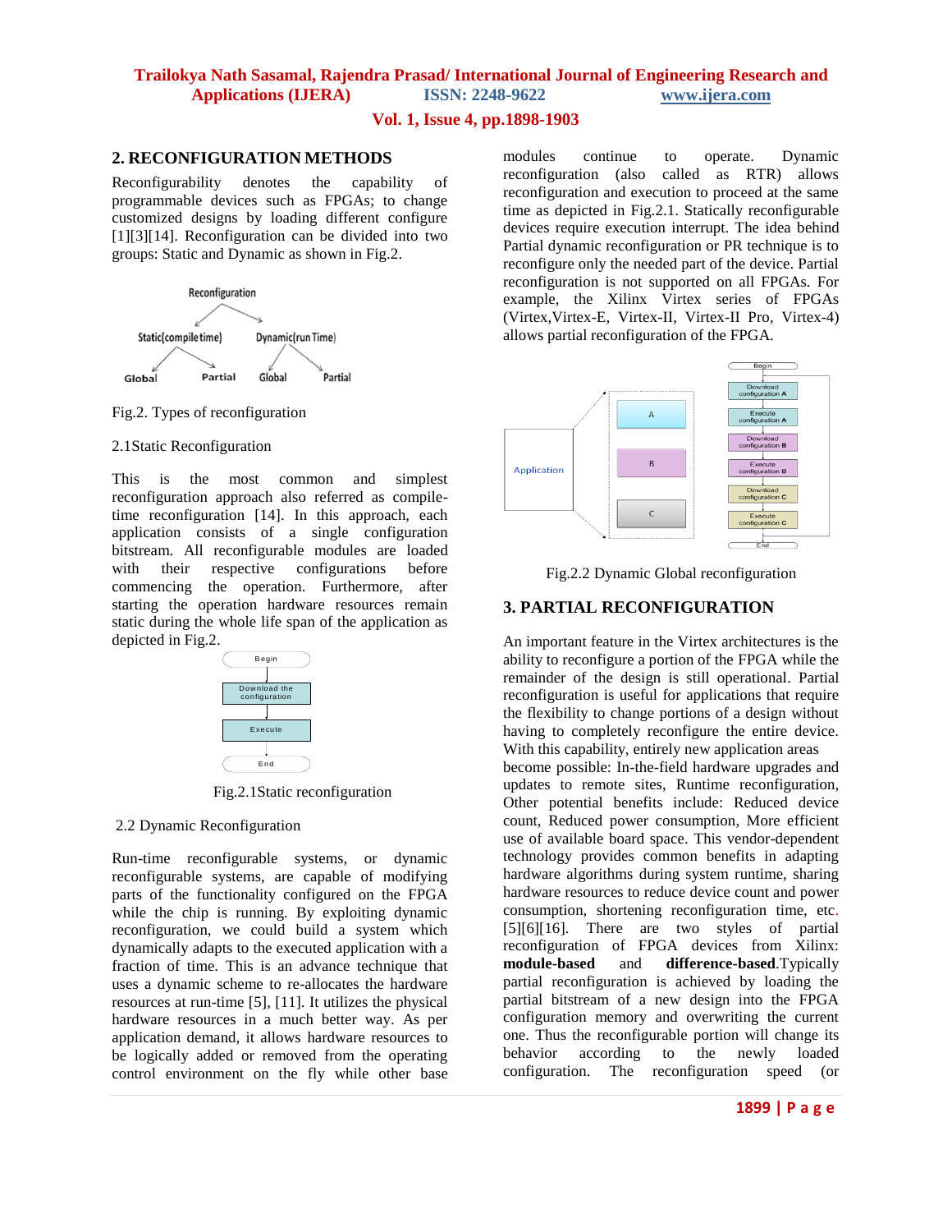## 2. RECONFIGURATION METHODS

Reconfigurability denotes the capability of programmable devices such as FPGAs; to change customized designs by loading different configure [1][3][14]. Reconfiguration can be divided into two groups: Static and Dynamic as shown in Fig.2.

Fig.2. Types of reconfiguration

### 2.1Static Reconfiguration

This is the most common and simplest reconfiguration approach also referred as compile-time reconfiguration [14]. In this approach, each application consists of a single configuration bitstream. All reconfigurable modules are loaded with their respective configurations before commencing the operation. Furthermore, after starting the operation hardware resources remain static during the whole life span of the application as depicted in Fig.2.

Fig.2.1Static reconfiguration

### 2.2 Dynamic Reconfiguration

Run-time reconfigurable systems, or dynamic reconfigurable systems, are capable of modifying parts of the functionality configured on the FPGA while the chip is running. By exploiting dynamic reconfiguration, we could build a system which dynamically adapts to the executed application with a fraction of time. This is an advance technique that uses a dynamic scheme to re-allocates the hardware resources at run-time [5], [11]. It utilizes the physical hardware resources in a much better way. As per application demand, it allows hardware resources to be logically added or removed from the operating control environment on the fly while other base modules continue to operate. Dynamic reconfiguration (also called as RTR) allows reconfiguration and execution to proceed at the same time as depicted in Fig.2.1. Statically reconfigurable devices require execution interrupt. The idea behind Partial dynamic reconfiguration or PR technique is to reconfigure only the needed part of the device. Partial reconfiguration is not supported on all FPGAs. For example, the Xilinx Virtex series of FPGAs (Virtex,Virtex-E, Virtex-II, Virtex-II Pro, Virtex-4) allows partial reconfiguration of the FPGA.

Fig.2.2 Dynamic Global reconfiguration

## 3. PARTIAL RECONFIGURATION

An important feature in the Virtex architectures is the ability to reconfigure a portion of the FPGA while the remainder of the design is still operational. Partial reconfiguration is useful for applications that require the flexibility to change portions of a design without having to completely reconfigure the entire device. With this capability, entirely new application areas become possible: In-the-field hardware upgrades and updates to remote sites, Runtime reconfiguration, Other potential benefits include: Reduced device count, Reduced power consumption, More efficient use of available board space. This vendor-dependent technology provides common benefits in adapting hardware algorithms during system runtime, sharing hardware resources to reduce device count and power consumption, shortening reconfiguration time, etc. [5][6][16]. There are two styles of partial reconfiguration of FPGA devices from Xilinx: **module-based** and **difference-based**.Typically partial reconfiguration is achieved by loading the partial bitstream of a new design into the FPGA configuration memory and overwriting the current one. Thus the reconfigurable portion will change its behavior according to the newly loaded configuration. The reconfiguration speed (or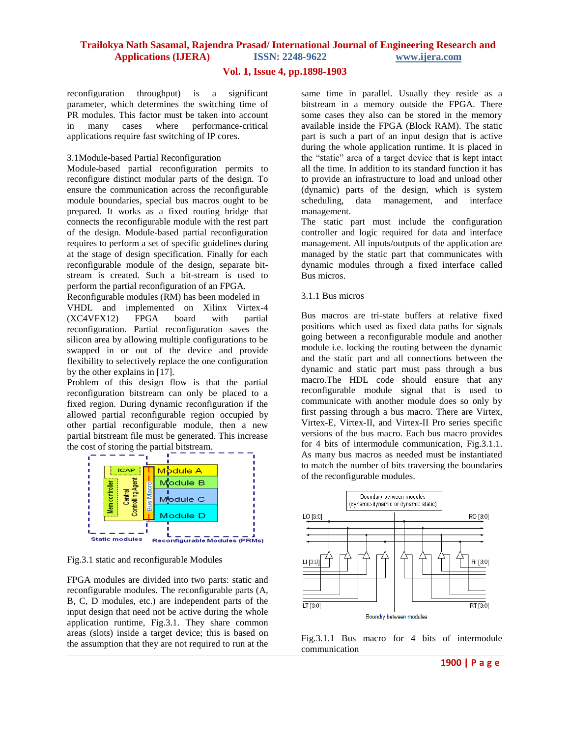reconfiguration throughput) is a significant parameter, which determines the switching time of PR modules. This factor must be taken into account in many cases where performance-critical applications require fast switching of IP cores.

### 3.1Module-based Partial Reconfiguration

Module-based partial reconfiguration permits to reconfigure distinct modular parts of the design. To ensure the communication across the reconfigurable module boundaries, special bus macros ought to be prepared. It works as a fixed routing bridge that connects the reconfigurable module with the rest part of the design. Module-based partial reconfiguration requires to perform a set of specific guidelines during at the stage of design specification. Finally for each reconfigurable module of the design, separate bit-stream is created. Such a bit-stream is used to perform the partial reconfiguration of an FPGA.

Reconfigurable modules (RM) has been modeled in VHDL and implemented on Xilinx Virtex-4 (XC4VFX12) FPGA board with partial reconfiguration. Partial reconfiguration saves the silicon area by allowing multiple configurations to be swapped in or out of the device and provide flexibility to selectively replace the one configuration by the other explains in [17].

Problem of this design flow is that the partial reconfiguration bitstream can only be placed to a fixed region. During dynamic reconfiguration if the allowed partial reconfigurable region occupied by other partial reconfigurable module, then a new partial bitstream file must be generated. This increase the cost of storing the partial bitstream.

Fig.3.1 static and reconfigurable Modules

FPGA modules are divided into two parts: static and reconfigurable modules. The reconfigurable parts (A, B, C, D modules, etc.) are independent parts of the input design that need not be active during the whole application runtime, Fig.3.1. They share common areas (slots) inside a target device; this is based on the assumption that they are not required to run at the same time in parallel. Usually they reside as a bitstream in a memory outside the FPGA. There some cases they also can be stored in the memory available inside the FPGA (Block RAM). The static part is such a part of an input design that is active during the whole application runtime. It is placed in the "static" area of a target device that is kept intact all the time. In addition to its standard function it has to provide an infrastructure to load and unload other (dynamic) parts of the design, which is system scheduling, data management, and interface management.

The static part must include the configuration controller and logic required for data and interface management. All inputs/outputs of the application are managed by the static part that communicates with dynamic modules through a fixed interface called Bus micros.

#### 3.1.1 Bus micros

Bus macros are tri-state buffers at relative fixed positions which used as fixed data paths for signals going between a reconfigurable module and another module i.e. locking the routing between the dynamic and the static part and all connections between the dynamic and static part must pass through a bus macro.The HDL code should ensure that any reconfigurable module signal that is used to communicate with another module does so only by first passing through a bus macro. There are Virtex, Virtex-E, Virtex-II, and Virtex-II Pro series specific versions of the bus macro. Each bus macro provides for 4 bits of intermodule communication, Fig.3.1.1. As many bus macros as needed must be instantiated to match the number of bits traversing the boundaries of the reconfigurable modules.

Fig.3.1.1 Bus macro for 4 bits of intermodule communication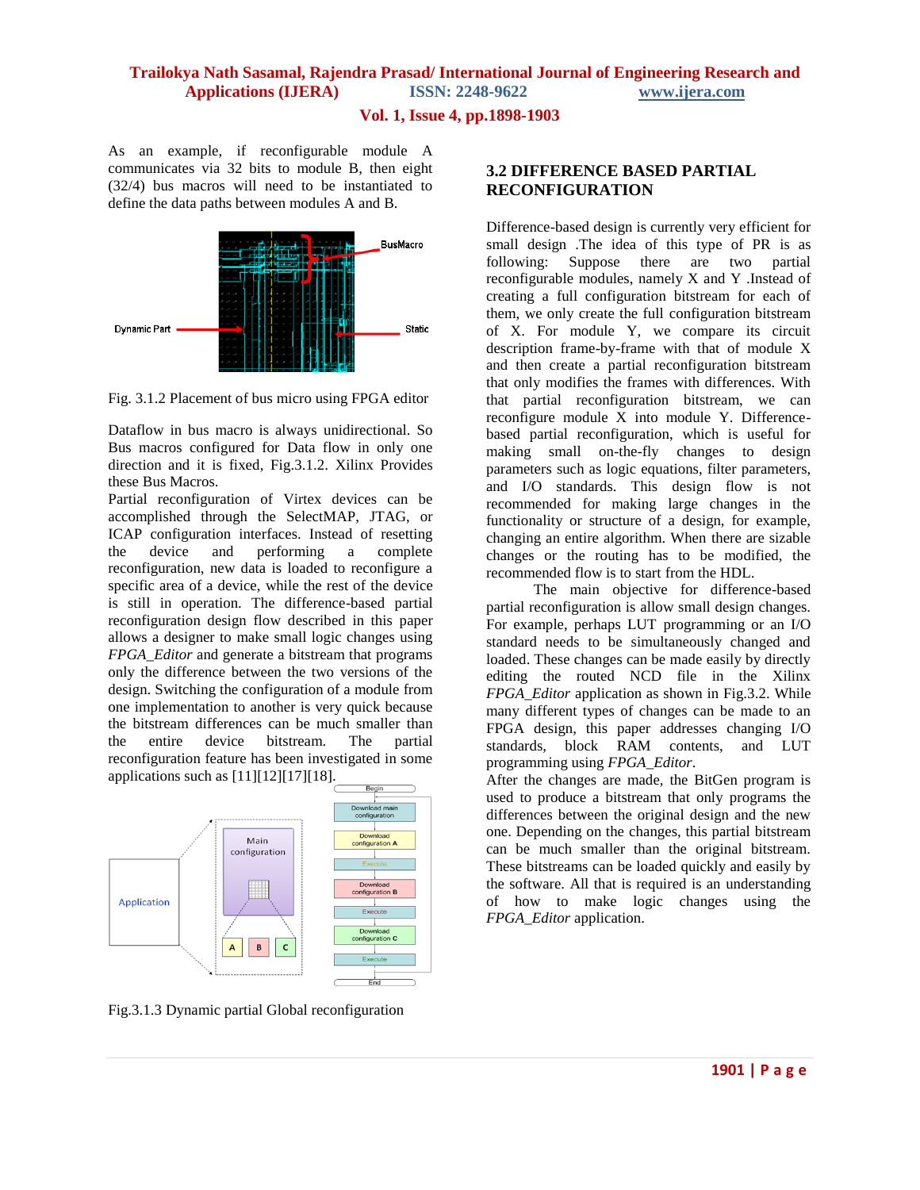As an example, if reconfigurable module A communicates via 32 bits to module B, then eight (32/4) bus macros will need to be instantiated to define the data paths between modules A and B.

Fig. 3.1.2 Placement of bus micro using FPGA editor

Dataflow in bus macro is always unidirectional. So Bus macros configured for Data flow in only one direction and it is fixed, Fig.3.1.2. Xilinx Provides these Bus Macros.

Partial reconfiguration of Virtex devices can be accomplished through the SelectMAP, JTAG, or ICAP configuration interfaces. Instead of resetting the device and performing a complete reconfiguration, new data is loaded to reconfigure a specific area of a device, while the rest of the device is still in operation. The difference-based partial reconfiguration design flow described in this paper allows a designer to make small logic changes using *FPGA_Editor* and generate a bitstream that programs only the difference between the two versions of the design. Switching the configuration of a module from one implementation to another is very quick because the bitstream differences can be much smaller than the entire device bitstream. The partial reconfiguration feature has been investigated in some applications such as [11][12][17][18].

Fig.3.1.3 Dynamic partial Global reconfiguration

### 3.2 DIFFERENCE BASED PARTIAL RECONFIGURATION

Difference-based design is currently very efficient for small design .The idea of this type of PR is as following: Suppose there are two partial reconfigurable modules, namely X and Y .Instead of creating a full configuration bitstream for each of them, we only create the full configuration bitstream of X. For module Y, we compare its circuit description frame-by-frame with that of module X and then create a partial reconfiguration bitstream that only modifies the frames with differences. With that partial reconfiguration bitstream, we can reconfigure module X into module Y. Difference-based partial reconfiguration, which is useful for making small on-the-fly changes to design parameters such as logic equations, filter parameters, and I/O standards. This design flow is not recommended for making large changes in the functionality or structure of a design, for example, changing an entire algorithm. When there are sizable changes or the routing has to be modified, the recommended flow is to start from the HDL.

The main objective for difference-based partial reconfiguration is allow small design changes. For example, perhaps LUT programming or an I/O standard needs to be simultaneously changed and loaded. These changes can be made easily by directly editing the routed NCD file in the Xilinx *FPGA_Editor* application as shown in Fig.3.2. While many different types of changes can be made to an FPGA design, this paper addresses changing I/O standards, block RAM contents, and LUT programming using *FPGA_Editor*.

After the changes are made, the BitGen program is used to produce a bitstream that only programs the differences between the original design and the new one. Depending on the changes, this partial bitstream can be much smaller than the original bitstream. These bitstreams can be loaded quickly and easily by the software. All that is required is an understanding of how to make logic changes using the *FPGA_Editor* application.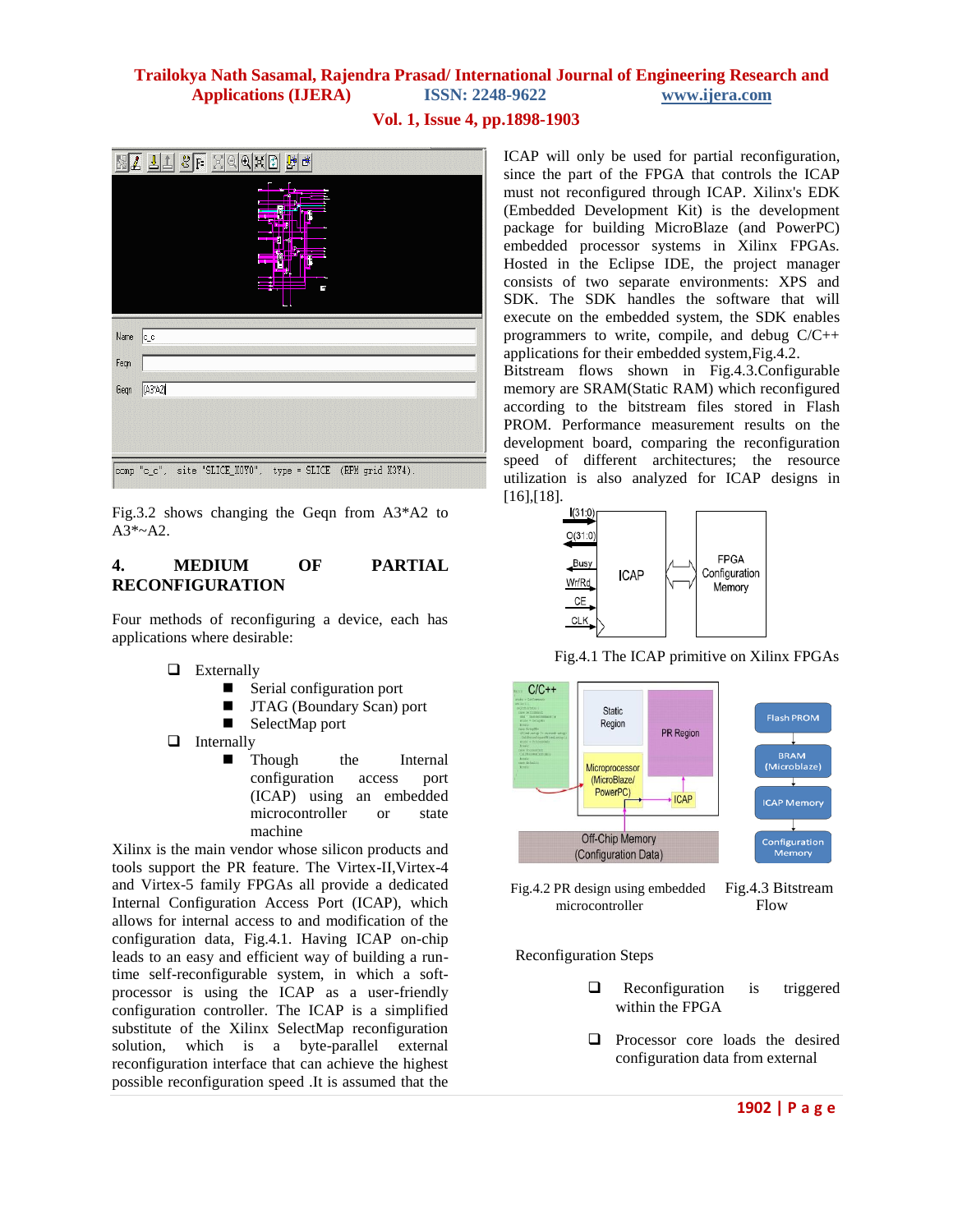Fig.3.2 shows changing the Geqn from A3*A2 to A3*~A2.

## 4. MEDIUM OF PARTIAL RECONFIGURATION

Four methods of reconfiguring a device, each has applications where desirable:

- Externally
  - Serial configuration port
  - JTAG (Boundary Scan) port
  - SelectMap port
- Internally
  - Though the Internal configuration access port (ICAP) using an embedded microcontroller or state machine

Xilinx is the main vendor whose silicon products and tools support the PR feature. The Virtex-II,Virtex-4 and Virtex-5 family FPGAs all provide a dedicated Internal Configuration Access Port (ICAP), which allows for internal access to and modification of the configuration data, Fig.4.1. Having ICAP on-chip leads to an easy and efficient way of building a run-time self-reconfigurable system, in which a soft-processor is using the ICAP as a user-friendly configuration controller. The ICAP is a simplified substitute of the Xilinx SelectMap reconfiguration solution, which is a byte-parallel external reconfiguration interface that can achieve the highest possible reconfiguration speed .It is assumed that the ICAP will only be used for partial reconfiguration, since the part of the FPGA that controls the ICAP must not reconfigured through ICAP. Xilinx's EDK (Embedded Development Kit) is the development package for building MicroBlaze (and PowerPC) embedded processor systems in Xilinx FPGAs. Hosted in the Eclipse IDE, the project manager consists of two separate environments: XPS and SDK. The SDK handles the software that will execute on the embedded system, the SDK enables programmers to write, compile, and debug C/C++ applications for their embedded system,Fig.4.2.

Bitstream flows shown in Fig.4.3.Configurable memory are SRAM(Static RAM) which reconfigured according to the bitstream files stored in Flash PROM. Performance measurement results on the development board, comparing the reconfiguration speed of different architectures; the resource utilization is also analyzed for ICAP designs in [16],[18].

Fig.4.1 The ICAP primitive on Xilinx FPGAs

Fig.4.2 PR design using embedded microcontroller

Fig.4.3 Bitstream Flow

Reconfiguration Steps

- Reconfiguration is triggered within the FPGA
- Processor core loads the desired configuration data from external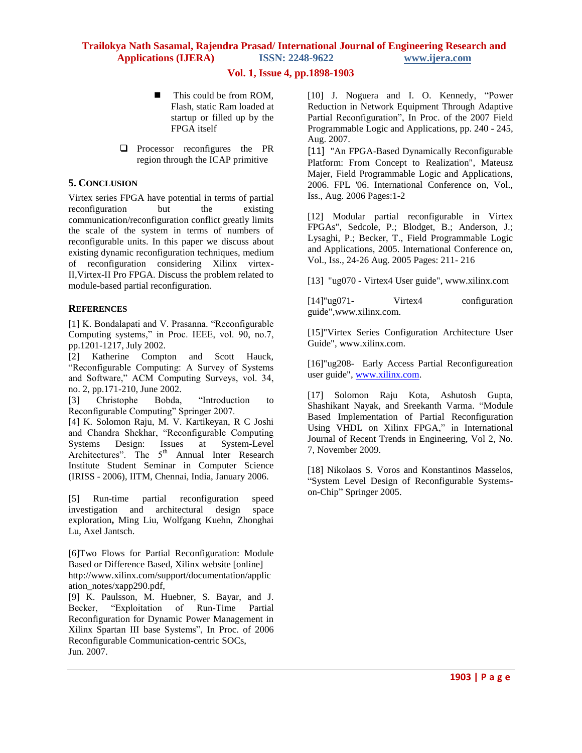- This could be from ROM, Flash, static Ram loaded at startup or filled up by the FPGA itself

- Processor reconfigures the PR region through the ICAP primitive

## 5. CONCLUSION

Virtex series FPGA have potential in terms of partial reconfiguration but the existing communication/reconfiguration conflict greatly limits the scale of the system in terms of numbers of reconfigurable units. In this paper we discuss about existing dynamic reconfiguration techniques, medium of reconfiguration considering Xilinx virtex-II,Virtex-II Pro FPGA. Discuss the problem related to module-based partial reconfiguration.

## REFERENCES

[1] K. Bondalapati and V. Prasanna. "Reconfigurable Computing systems," in Proc. IEEE, vol. 90, no.7, pp.1201-1217, July 2002.

[2] Katherine Compton and Scott Hauck, "Reconfigurable Computing: A Survey of Systems and Software," ACM Computing Surveys, vol. 34, no. 2, pp.171-210, June 2002.

[3] Christophe Bobda, "Introduction to Reconfigurable Computing" Springer 2007.

[4] K. Solomon Raju, M. V. Kartikeyan, R C Joshi and Chandra Shekhar, "Reconfigurable Computing Systems Design: Issues at System-Level Architectures". The 5th Annual Inter Research Institute Student Seminar in Computer Science (IRISS - 2006), IITM, Chennai, India, January 2006.

[5] Run-time partial reconfiguration speed investigation and architectural design space exploration**,** Ming Liu, Wolfgang Kuehn, Zhonghai Lu, Axel Jantsch.

[6]Two Flows for Partial Reconfiguration: Module Based or Difference Based, Xilinx website [online] http://www.xilinx.com/support/documentation/application_notes/xapp290.pdf,

[9] K. Paulsson, M. Huebner, S. Bayar, and J. Becker, "Exploitation of Run-Time Partial Reconfiguration for Dynamic Power Management in Xilinx Spartan III base Systems", In Proc. of 2006 Reconfigurable Communication-centric SOCs, Jun. 2007.

[10] J. Noguera and I. O. Kennedy, "Power Reduction in Network Equipment Through Adaptive Partial Reconfiguration", In Proc. of the 2007 Field Programmable Logic and Applications, pp. 240 - 245, Aug. 2007.

[11] "An FPGA-Based Dynamically Reconfigurable Platform: From Concept to Realization", Mateusz Majer, Field Programmable Logic and Applications, 2006. FPL '06. International Conference on, Vol., Iss., Aug. 2006 Pages:1-2

[12] Modular partial reconfigurable in Virtex FPGAs", Sedcole, P.; Blodget, B.; Anderson, J.; Lysaghi, P.; Becker, T., Field Programmable Logic and Applications, 2005. International Conference on, Vol., Iss., 24-26 Aug. 2005 Pages: 211- 216

[13] "ug070 - Virtex4 User guide", www.xilinx.com

[14]"ug071- Virtex4 configuration guide",www.xilinx.com.

[15]"Virtex Series Configuration Architecture User Guide", www.xilinx.com.

[16]"ug208- Early Access Partial Reconfigureation user guide", www.xilinx.com.

[17] Solomon Raju Kota, Ashutosh Gupta, Shashikant Nayak, and Sreekanth Varma. "Module Based Implementation of Partial Reconfiguration Using VHDL on Xilinx FPGA," in International Journal of Recent Trends in Engineering, Vol 2, No. 7, November 2009.

[18] Nikolaos S. Voros and Konstantinos Masselos, "System Level Design of Reconfigurable Systems-on-Chip" Springer 2005.